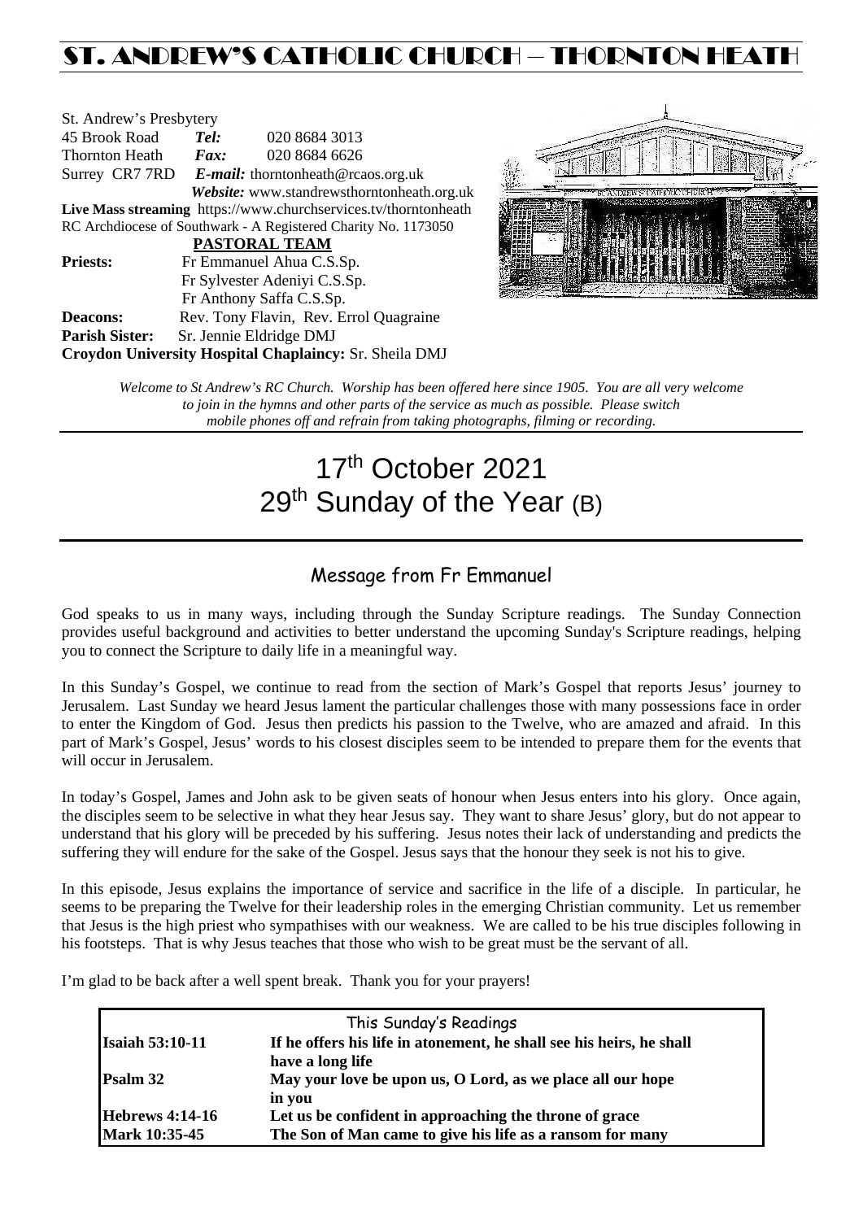# ST. ANDREW'S CATHOLIC CHURCH – THORNTON HEATH

St. Andrew's Presbytery
45 Brook Road *Tel:* 020 8684 3013
Thornton Heath *Fax:* 020 8684 6626
Surrey CR7 7RD *E-mail:* thorntonheath@rcaos.org.uk
*Website:* www.standrewsthorntonheath.org.uk
**Live Mass streaming** https://www.churchservices.tv/thorntonheath
RC Archdiocese of Southwark - A Registered Charity No. 1173050

**PASTORAL TEAM**

**Priests:** Fr Emmanuel Ahua C.S.Sp.
Fr Sylvester Adeniyi C.S.Sp.
Fr Anthony Saffa C.S.Sp.
**Deacons:** Rev. Tony Flavin, Rev. Errol Quagraine
**Parish Sister:** Sr. Jennie Eldridge DMJ
**Croydon University Hospital Chaplaincy:** Sr. Sheila DMJ

*Welcome to St Andrew's RC Church. Worship has been offered here since 1905. You are all very welcome to join in the hymns and other parts of the service as much as possible. Please switch mobile phones off and refrain from taking photographs, filming or recording.*

# 17th October 2021
# 29th Sunday of the Year (B)

## Message from Fr Emmanuel

God speaks to us in many ways, including through the Sunday Scripture readings. The Sunday Connection provides useful background and activities to better understand the upcoming Sunday's Scripture readings, helping you to connect the Scripture to daily life in a meaningful way.

In this Sunday's Gospel, we continue to read from the section of Mark's Gospel that reports Jesus' journey to Jerusalem. Last Sunday we heard Jesus lament the particular challenges those with many possessions face in order to enter the Kingdom of God. Jesus then predicts his passion to the Twelve, who are amazed and afraid. In this part of Mark's Gospel, Jesus' words to his closest disciples seem to be intended to prepare them for the events that will occur in Jerusalem.

In today's Gospel, James and John ask to be given seats of honour when Jesus enters into his glory. Once again, the disciples seem to be selective in what they hear Jesus say. They want to share Jesus' glory, but do not appear to understand that his glory will be preceded by his suffering. Jesus notes their lack of understanding and predicts the suffering they will endure for the sake of the Gospel. Jesus says that the honour they seek is not his to give.

In this episode, Jesus explains the importance of service and sacrifice in the life of a disciple. In particular, he seems to be preparing the Twelve for their leadership roles in the emerging Christian community. Let us remember that Jesus is the high priest who sympathises with our weakness. We are called to be his true disciples following in his footsteps. That is why Jesus teaches that those who wish to be great must be the servant of all.

I'm glad to be back after a well spent break. Thank you for your prayers!

| This Sunday's Readings | |
|---|---|
| **Isaiah 53:10-11** | **If he offers his life in atonement, he shall see his heirs, he shall have a long life** |
| **Psalm 32** | **May your love be upon us, O Lord, as we place all our hope in you** |
| **Hebrews 4:14-16** | **Let us be confident in approaching the throne of grace** |
| **Mark 10:35-45** | **The Son of Man came to give his life as a ransom for many** |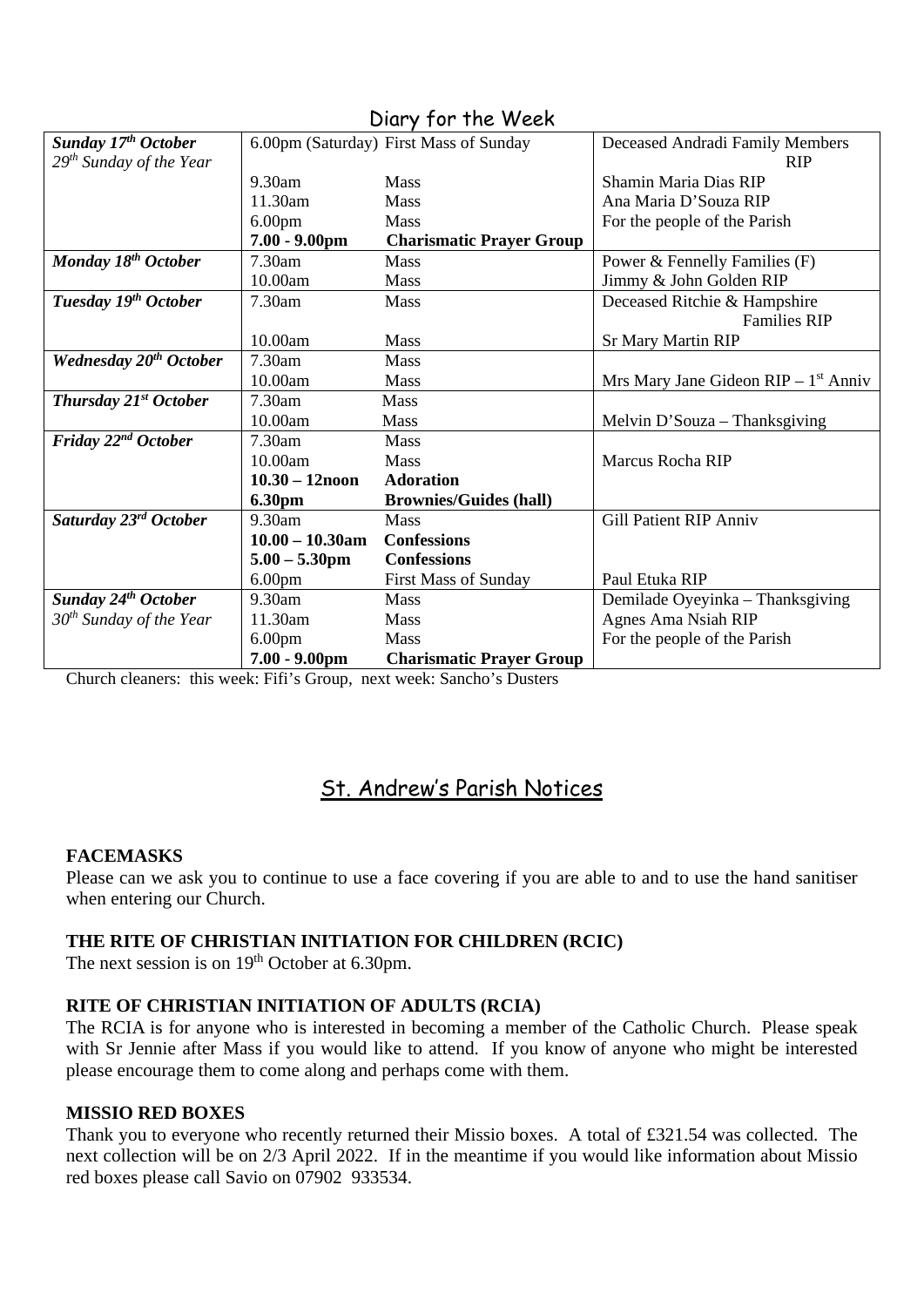## Diary for the Week

| | | | |
|---|---|---|---|
| ***Sunday 17th October*** *29th Sunday of the Year* | 6.00pm (Saturday) | First Mass of Sunday | Deceased Andradi Family Members RIP |
| | 9.30am | Mass | Shamin Maria Dias RIP |
| | 11.30am | Mass | Ana Maria D'Souza RIP |
| | 6.00pm | Mass | For the people of the Parish |
| | **7.00 - 9.00pm** | **Charismatic Prayer Group** | |
| ***Monday 18th October*** | 7.30am | Mass | Power & Fennelly Families (F) |
| | 10.00am | Mass | Jimmy & John Golden RIP |
| ***Tuesday 19th October*** | 7.30am | Mass | Deceased Ritchie & Hampshire Families RIP |
| | 10.00am | Mass | Sr Mary Martin RIP |
| ***Wednesday 20th October*** | 7.30am | Mass | |
| | 10.00am | Mass | Mrs Mary Jane Gideon RIP – 1st Anniv |
| ***Thursday 21st October*** | 7.30am | Mass | |
| | 10.00am | Mass | Melvin D'Souza – Thanksgiving |
| ***Friday 22nd October*** | 7.30am | Mass | |
| | 10.00am | Mass | Marcus Rocha RIP |
| | **10.30 – 12noon** | **Adoration** | |
| | **6.30pm** | **Brownies/Guides (hall)** | |
| ***Saturday 23rd October*** | 9.30am | Mass | Gill Patient RIP Anniv |
| | **10.00 – 10.30am** | **Confessions** | |
| | **5.00 – 5.30pm** | **Confessions** | |
| | 6.00pm | First Mass of Sunday | Paul Etuka RIP |
| ***Sunday 24th October*** *30th Sunday of the Year* | 9.30am | Mass | Demilade Oyeyinka – Thanksgiving |
| | 11.30am | Mass | Agnes Ama Nsiah RIP |
| | 6.00pm | Mass | For the people of the Parish |
| | **7.00 - 9.00pm** | **Charismatic Prayer Group** | |

Church cleaners: this week: Fifi's Group, next week: Sancho's Dusters

## St. Andrew's Parish Notices

**FACEMASKS**

Please can we ask you to continue to use a face covering if you are able to and to use the hand sanitiser when entering our Church.

**THE RITE OF CHRISTIAN INITIATION FOR CHILDREN (RCIC)**

The next session is on 19th October at 6.30pm.

**RITE OF CHRISTIAN INITIATION OF ADULTS (RCIA)**

The RCIA is for anyone who is interested in becoming a member of the Catholic Church. Please speak with Sr Jennie after Mass if you would like to attend. If you know of anyone who might be interested please encourage them to come along and perhaps come with them.

**MISSIO RED BOXES**

Thank you to everyone who recently returned their Missio boxes. A total of £321.54 was collected. The next collection will be on 2/3 April 2022. If in the meantime if you would like information about Missio red boxes please call Savio on 07902 933534.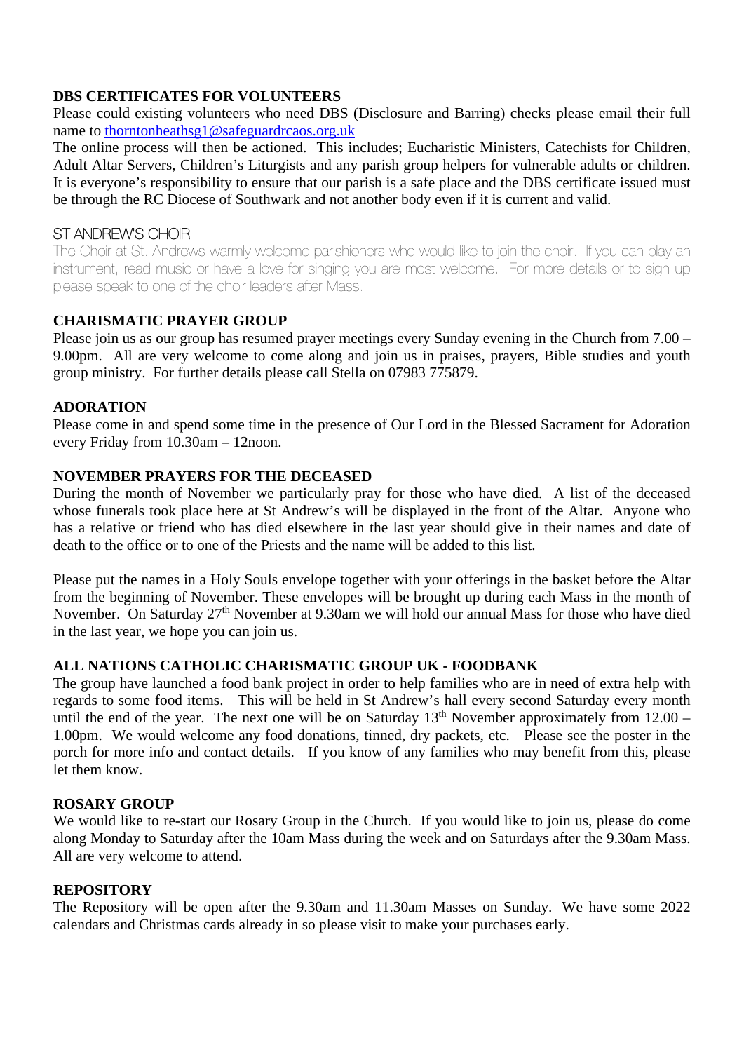**DBS CERTIFICATES FOR VOLUNTEERS**

Please could existing volunteers who need DBS (Disclosure and Barring) checks please email their full name to thorntonheathsg1@safeguardrcaos.org.uk

The online process will then be actioned. This includes; Eucharistic Ministers, Catechists for Children, Adult Altar Servers, Children's Liturgists and any parish group helpers for vulnerable adults or children. It is everyone's responsibility to ensure that our parish is a safe place and the DBS certificate issued must be through the RC Diocese of Southwark and not another body even if it is current and valid.

ST ANDREW'S CHOIR

The Choir at St. Andrews warmly welcome parishioners who would like to join the choir. If you can play an instrument, read music or have a love for singing you are most welcome. For more details or to sign up please speak to one of the choir leaders after Mass.

**CHARISMATIC PRAYER GROUP**

Please join us as our group has resumed prayer meetings every Sunday evening in the Church from 7.00 – 9.00pm. All are very welcome to come along and join us in praises, prayers, Bible studies and youth group ministry. For further details please call Stella on 07983 775879.

**ADORATION**

Please come in and spend some time in the presence of Our Lord in the Blessed Sacrament for Adoration every Friday from 10.30am – 12noon.

**NOVEMBER PRAYERS FOR THE DECEASED**

During the month of November we particularly pray for those who have died. A list of the deceased whose funerals took place here at St Andrew's will be displayed in the front of the Altar. Anyone who has a relative or friend who has died elsewhere in the last year should give in their names and date of death to the office or to one of the Priests and the name will be added to this list.

Please put the names in a Holy Souls envelope together with your offerings in the basket before the Altar from the beginning of November. These envelopes will be brought up during each Mass in the month of November. On Saturday 27th November at 9.30am we will hold our annual Mass for those who have died in the last year, we hope you can join us.

**ALL NATIONS CATHOLIC CHARISMATIC GROUP UK - FOODBANK**

The group have launched a food bank project in order to help families who are in need of extra help with regards to some food items. This will be held in St Andrew's hall every second Saturday every month until the end of the year. The next one will be on Saturday 13th November approximately from 12.00 – 1.00pm. We would welcome any food donations, tinned, dry packets, etc. Please see the poster in the porch for more info and contact details. If you know of any families who may benefit from this, please let them know.

**ROSARY GROUP**

We would like to re-start our Rosary Group in the Church. If you would like to join us, please do come along Monday to Saturday after the 10am Mass during the week and on Saturdays after the 9.30am Mass. All are very welcome to attend.

**REPOSITORY**

The Repository will be open after the 9.30am and 11.30am Masses on Sunday. We have some 2022 calendars and Christmas cards already in so please visit to make your purchases early.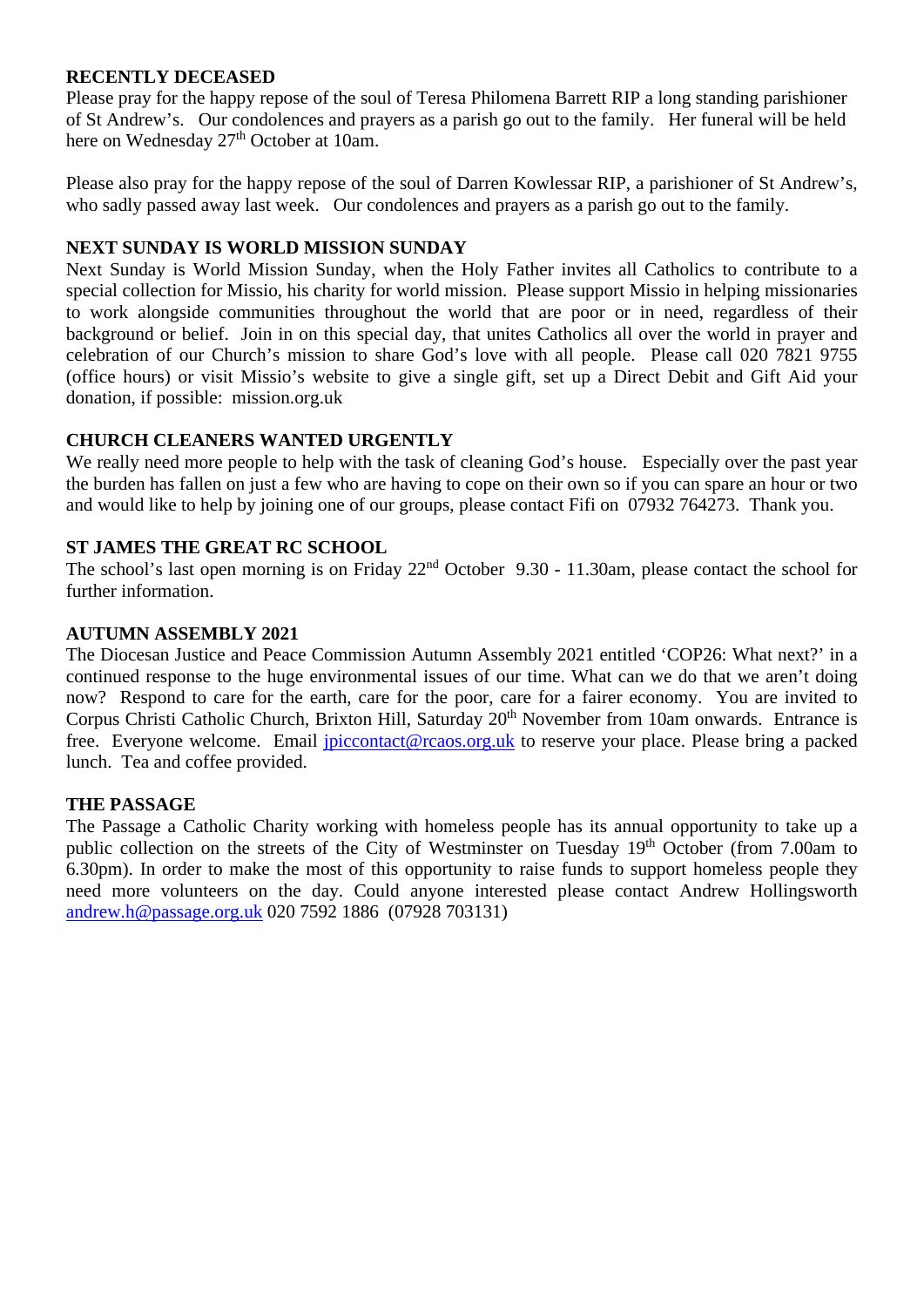**RECENTLY DECEASED**

Please pray for the happy repose of the soul of Teresa Philomena Barrett RIP a long standing parishioner of St Andrew's. Our condolences and prayers as a parish go out to the family. Her funeral will be held here on Wednesday 27th October at 10am.

Please also pray for the happy repose of the soul of Darren Kowlessar RIP, a parishioner of St Andrew's, who sadly passed away last week. Our condolences and prayers as a parish go out to the family.

**NEXT SUNDAY IS WORLD MISSION SUNDAY**

Next Sunday is World Mission Sunday, when the Holy Father invites all Catholics to contribute to a special collection for Missio, his charity for world mission. Please support Missio in helping missionaries to work alongside communities throughout the world that are poor or in need, regardless of their background or belief. Join in on this special day, that unites Catholics all over the world in prayer and celebration of our Church's mission to share God's love with all people. Please call 020 7821 9755 (office hours) or visit Missio's website to give a single gift, set up a Direct Debit and Gift Aid your donation, if possible: mission.org.uk

**CHURCH CLEANERS WANTED URGENTLY**

We really need more people to help with the task of cleaning God's house. Especially over the past year the burden has fallen on just a few who are having to cope on their own so if you can spare an hour or two and would like to help by joining one of our groups, please contact Fifi on 07932 764273. Thank you.

**ST JAMES THE GREAT RC SCHOOL**

The school's last open morning is on Friday 22nd October 9.30 - 11.30am, please contact the school for further information.

**AUTUMN ASSEMBLY 2021**

The Diocesan Justice and Peace Commission Autumn Assembly 2021 entitled 'COP26: What next?' in a continued response to the huge environmental issues of our time. What can we do that we aren't doing now? Respond to care for the earth, care for the poor, care for a fairer economy. You are invited to Corpus Christi Catholic Church, Brixton Hill, Saturday 20th November from 10am onwards. Entrance is free. Everyone welcome. Email jpiccontact@rcaos.org.uk to reserve your place. Please bring a packed lunch. Tea and coffee provided.

**THE PASSAGE**

The Passage a Catholic Charity working with homeless people has its annual opportunity to take up a public collection on the streets of the City of Westminster on Tuesday 19th October (from 7.00am to 6.30pm). In order to make the most of this opportunity to raise funds to support homeless people they need more volunteers on the day. Could anyone interested please contact Andrew Hollingsworth andrew.h@passage.org.uk 020 7592 1886 (07928 703131)